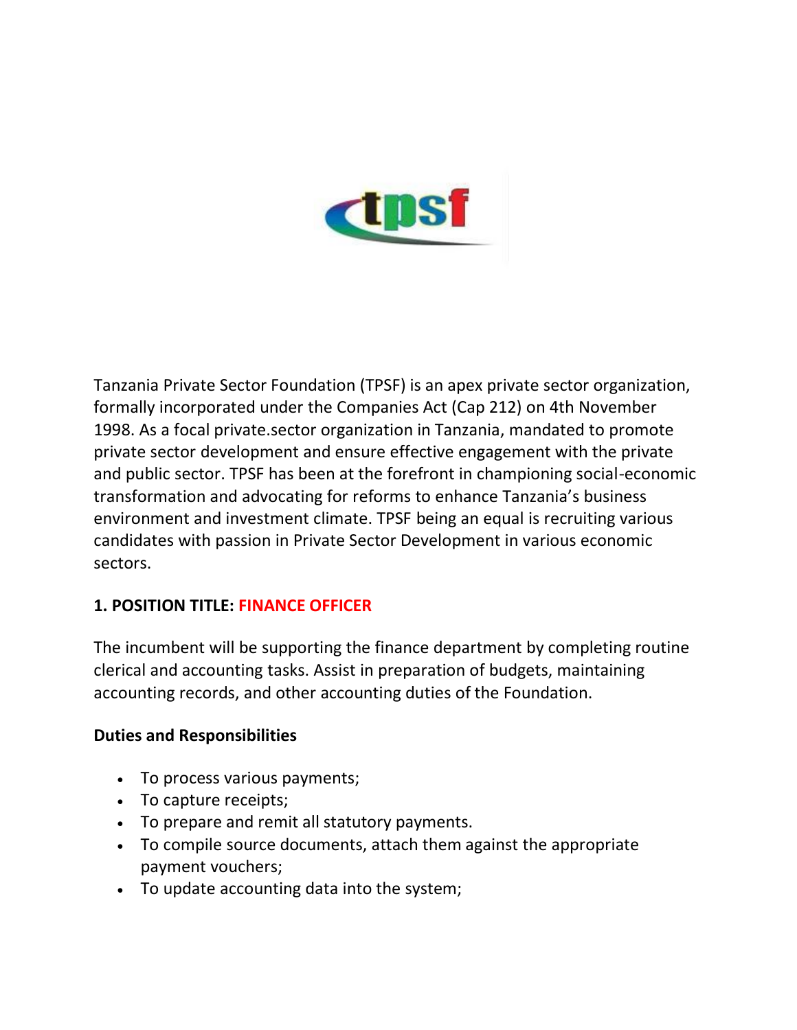Tanzania Private Sector Foundation (TPSF) is an apex private sector organization, formally incorporated under the Companies Act (Cap 212) on 4th November 1998. As a focal private.sector organization in Tanzania, mandated to promote private sector development and ensure effective engagement with the private and public sector. TPSF has been at the forefront in championing social-economic transformation and advocating for reforms to enhance Tanzania's business environment and investment climate. TPSF being an equal is recruiting various candidates with passion in Private Sector Development in various economic sectors.

## 1. POSITION TITLE: FINANCE OFFICER

The incumbent will be supporting the finance department by completing routine clerical and accounting tasks. Assist in preparation of budgets, maintaining accounting records, and other accounting duties of the Foundation.

### Duties and Responsibilities

- To process various payments;
- To capture receipts;
- To prepare and remit all statutory payments.
- To compile source documents, attach them against the appropriate payment vouchers;
- To update accounting data into the system;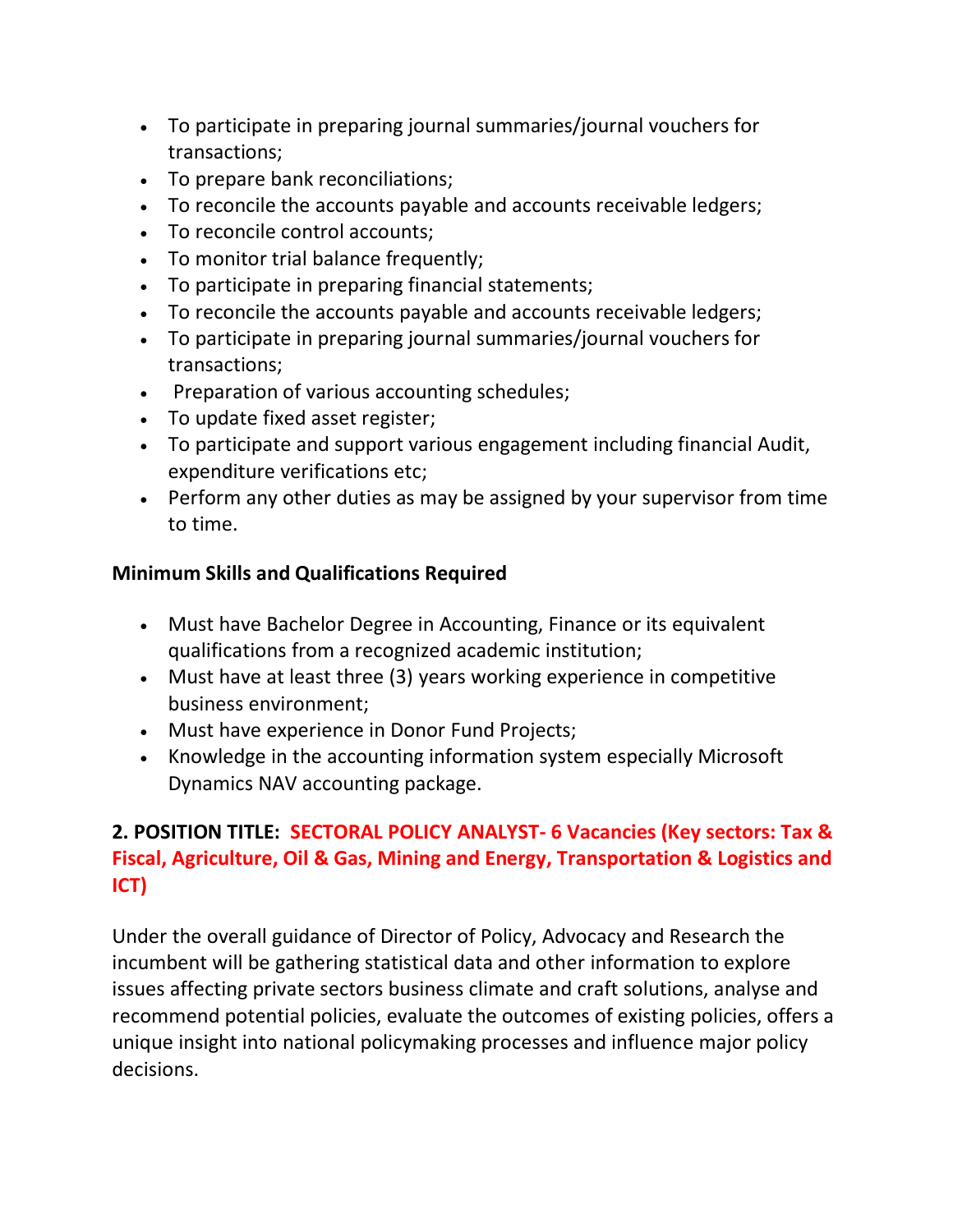- To participate in preparing journal summaries/journal vouchers for transactions;
- To prepare bank reconciliations;
- To reconcile the accounts payable and accounts receivable ledgers;
- To reconcile control accounts;
- To monitor trial balance frequently;
- To participate in preparing financial statements;
- To reconcile the accounts payable and accounts receivable ledgers;
- To participate in preparing journal summaries/journal vouchers for transactions;
- Preparation of various accounting schedules;
- To update fixed asset register;
- To participate and support various engagement including financial Audit, expenditure verifications etc;
- Perform any other duties as may be assigned by your supervisor from time to time.

**Minimum Skills and Qualifications Required**

- Must have Bachelor Degree in Accounting, Finance or its equivalent qualifications from a recognized academic institution;
- Must have at least three (3) years working experience in competitive business environment;
- Must have experience in Donor Fund Projects;
- Knowledge in the accounting information system especially Microsoft Dynamics NAV accounting package.

## 2. POSITION TITLE: SECTORAL POLICY ANALYST- 6 Vacancies (Key sectors: Tax & Fiscal, Agriculture, Oil & Gas, Mining and Energy, Transportation & Logistics and ICT)

Under the overall guidance of Director of Policy, Advocacy and Research the incumbent will be gathering statistical data and other information to explore issues affecting private sectors business climate and craft solutions, analyse and recommend potential policies, evaluate the outcomes of existing policies, offers a unique insight into national policymaking processes and influence major policy decisions.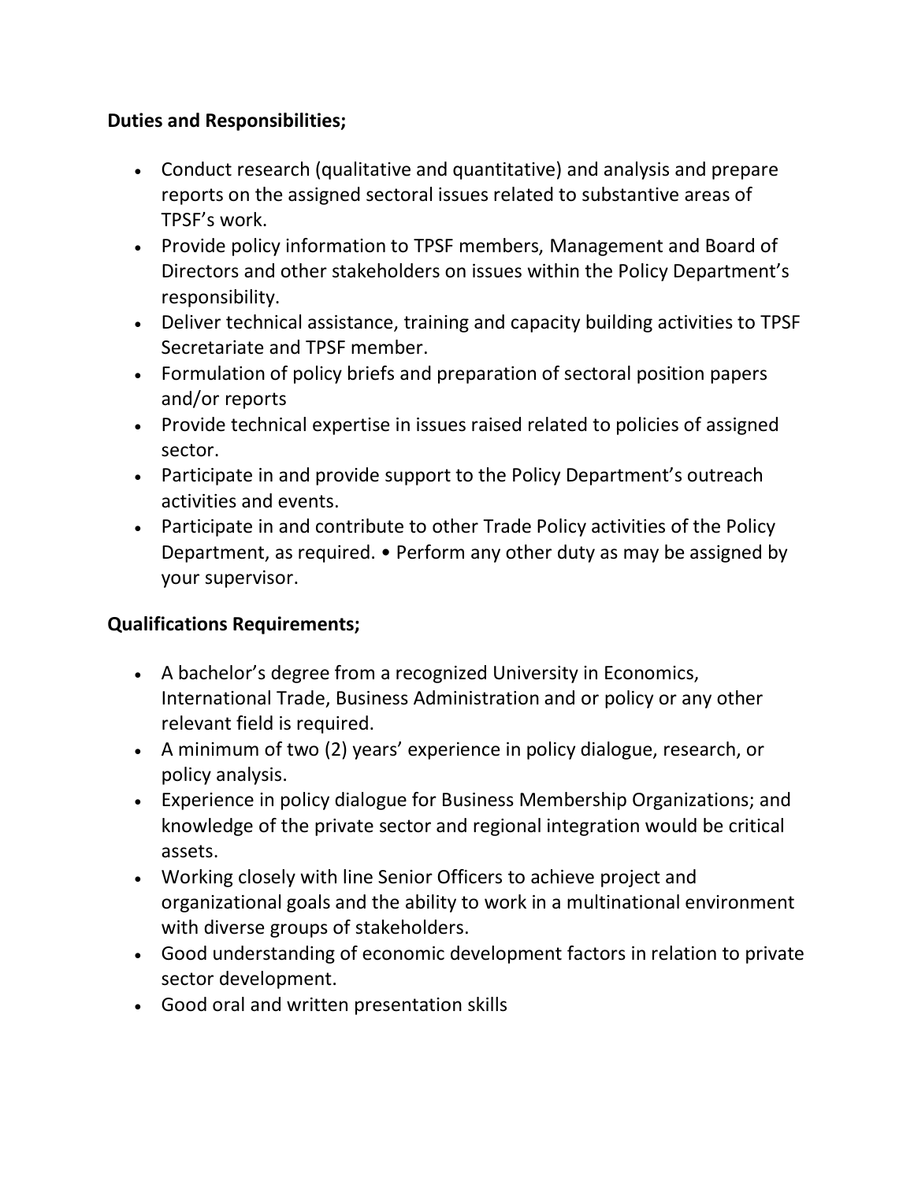**Duties and Responsibilities;**

- Conduct research (qualitative and quantitative) and analysis and prepare reports on the assigned sectoral issues related to substantive areas of TPSF's work.
- Provide policy information to TPSF members, Management and Board of Directors and other stakeholders on issues within the Policy Department's responsibility.
- Deliver technical assistance, training and capacity building activities to TPSF Secretariate and TPSF member.
- Formulation of policy briefs and preparation of sectoral position papers and/or reports
- Provide technical expertise in issues raised related to policies of assigned sector.
- Participate in and provide support to the Policy Department's outreach activities and events.
- Participate in and contribute to other Trade Policy activities of the Policy Department, as required. • Perform any other duty as may be assigned by your supervisor.

**Qualifications Requirements;**

- A bachelor's degree from a recognized University in Economics, International Trade, Business Administration and or policy or any other relevant field is required.
- A minimum of two (2) years' experience in policy dialogue, research, or policy analysis.
- Experience in policy dialogue for Business Membership Organizations; and knowledge of the private sector and regional integration would be critical assets.
- Working closely with line Senior Officers to achieve project and organizational goals and the ability to work in a multinational environment with diverse groups of stakeholders.
- Good understanding of economic development factors in relation to private sector development.
- Good oral and written presentation skills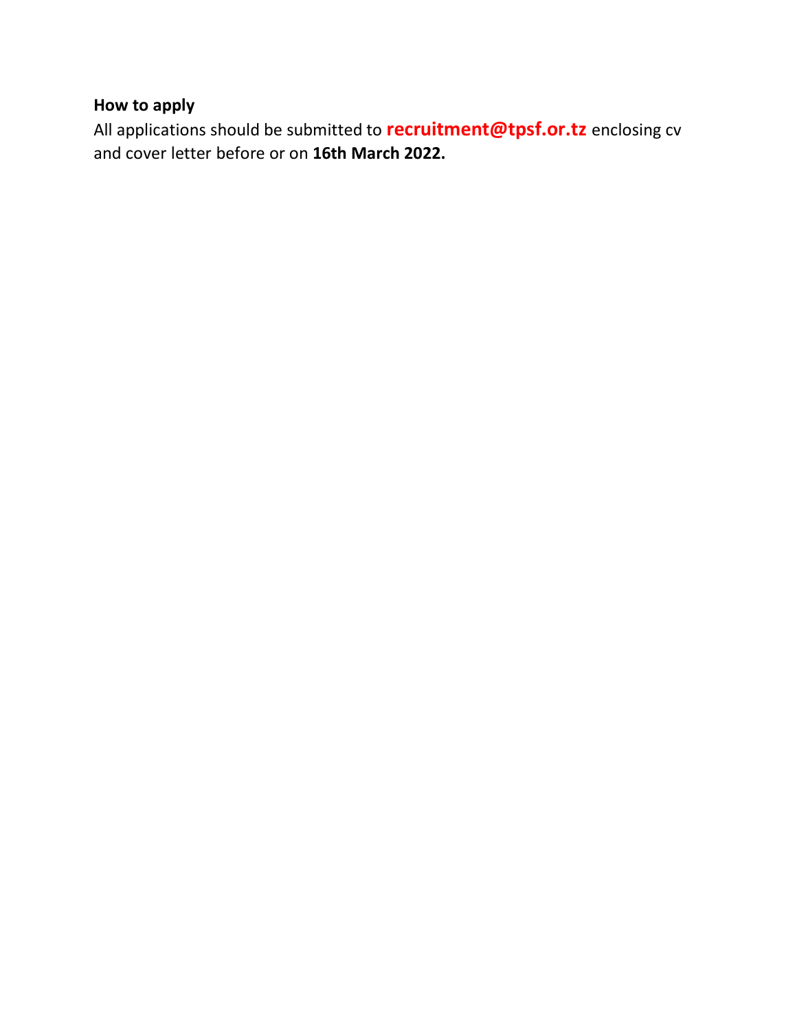**How to apply**

All applications should be submitted to **recruitment@tpsf.or.tz** enclosing cv and cover letter before or on **16th March 2022.**